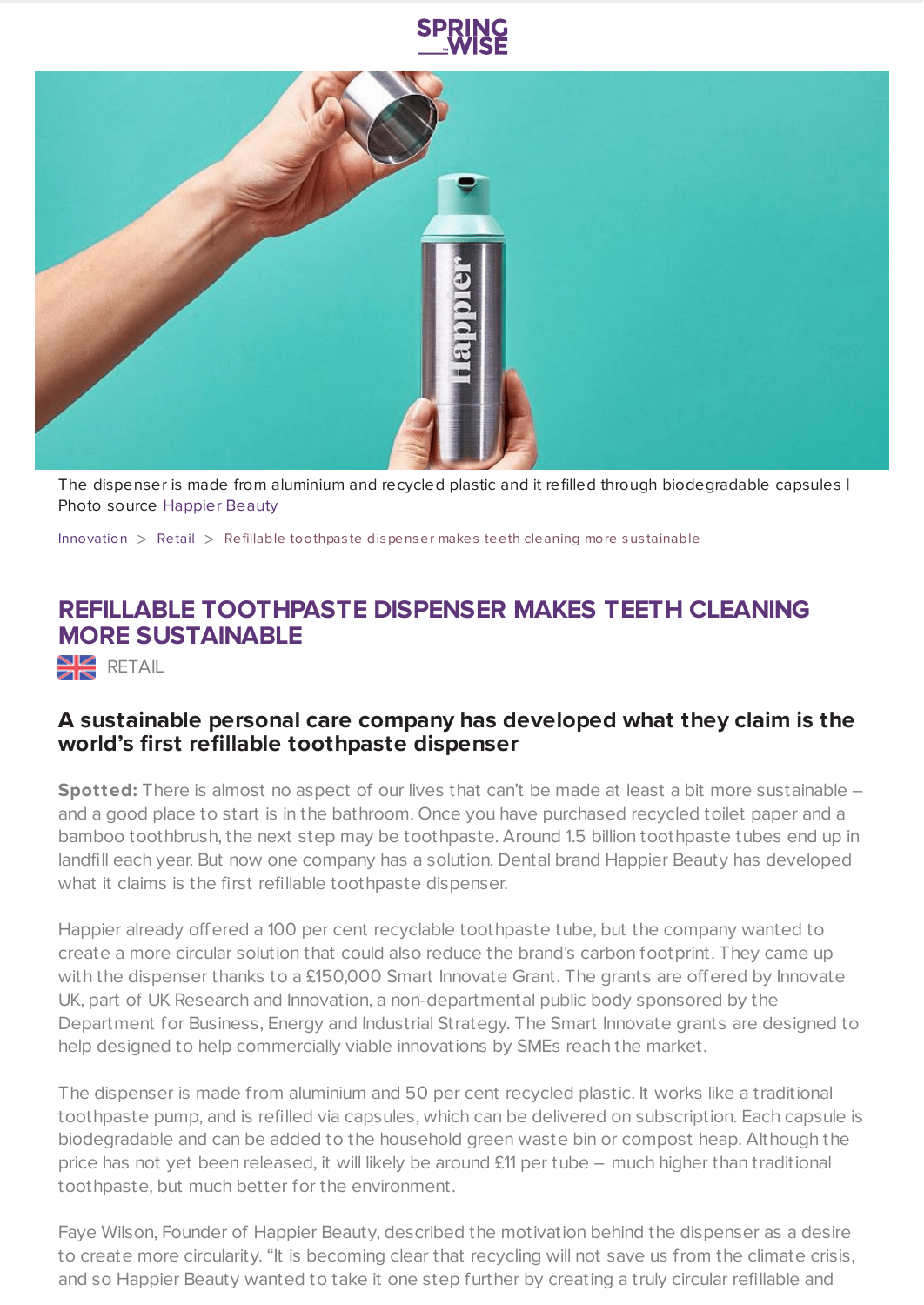The dispenser is made from aluminium and recycled plastic and it refilled through biodegradable capsules | Photo source Happier Beauty

Innovation > Retail > Refillable toothpaste dispenser makes teeth cleaning more sustainable

# REFILLABLE TOOTHPASTE DISPENSER MAKES TEETH CLEANING MORE SUSTAINABLE

RETAIL

## A sustainable personal care company has developed what they claim is the world's first refillable toothpaste dispenser

**Spotted:** There is almost no aspect of our lives that can't be made at least a bit more sustainable – and a good place to start is in the bathroom. Once you have purchased recycled toilet paper and a bamboo toothbrush, the next step may be toothpaste. Around 1.5 billion toothpaste tubes end up in landfill each year. But now one company has a solution. Dental brand Happier Beauty has developed what it claims is the first refillable toothpaste dispenser.

Happier already offered a 100 per cent recyclable toothpaste tube, but the company wanted to create a more circular solution that could also reduce the brand's carbon footprint. They came up with the dispenser thanks to a £150,000 Smart Innovate Grant. The grants are offered by Innovate UK, part of UK Research and Innovation, a non-departmental public body sponsored by the Department for Business, Energy and Industrial Strategy. The Smart Innovate grants are designed to help designed to help commercially viable innovations by SMEs reach the market.

The dispenser is made from aluminium and 50 per cent recycled plastic. It works like a traditional toothpaste pump, and is refilled via capsules, which can be delivered on subscription. Each capsule is biodegradable and can be added to the household green waste bin or compost heap. Although the price has not yet been released, it will likely be around £11 per tube – much higher than traditional toothpaste, but much better for the environment.

Faye Wilson, Founder of Happier Beauty, described the motivation behind the dispenser as a desire to create more circularity. "It is becoming clear that recycling will not save us from the climate crisis, and so Happier Beauty wanted to take it one step further by creating a truly circular refillable and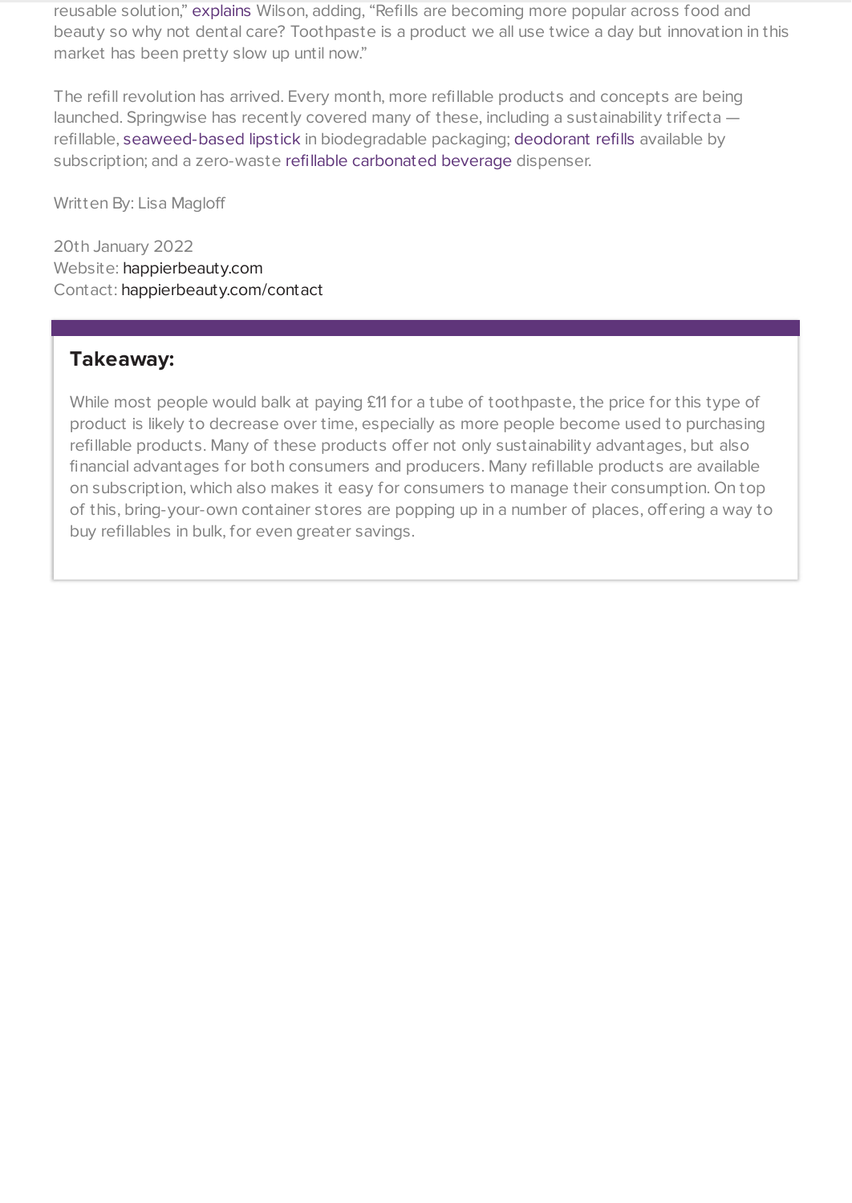reusable solution," explains Wilson, adding, "Refills are becoming more popular across food and beauty so why not dental care? Toothpaste is a product we all use twice a day but innovation in this market has been pretty slow up until now."

The refill revolution has arrived. Every month, more refillable products and concepts are being launched. Springwise has recently covered many of these, including a sustainability trifecta — refillable, seaweed-based lipstick in biodegradable packaging; deodorant refills available by subscription; and a zero-waste refillable carbonated beverage dispenser.

Written By: Lisa Magloff

20th January 2022
Website: happierbeauty.com
Contact: happierbeauty.com/contact

## Takeaway:

While most people would balk at paying £11 for a tube of toothpaste, the price for this type of product is likely to decrease over time, especially as more people become used to purchasing refillable products. Many of these products offer not only sustainability advantages, but also financial advantages for both consumers and producers. Many refillable products are available on subscription, which also makes it easy for consumers to manage their consumption. On top of this, bring-your-own container stores are popping up in a number of places, offering a way to buy refillables in bulk, for even greater savings.